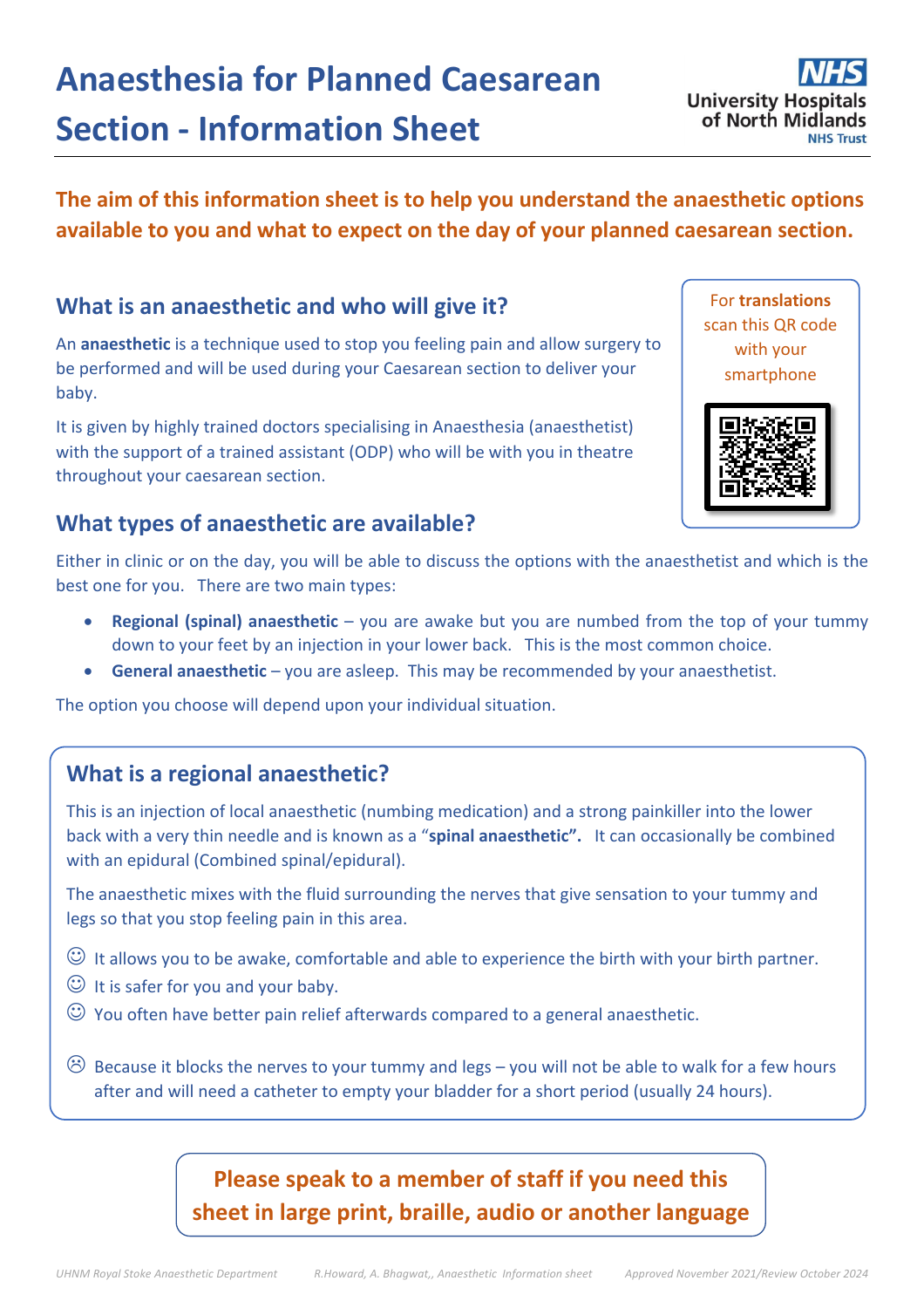# Anaesthesia for Planned Caesarean Section - Information Sheet

NHS University Hospitals of North Midlands NHS Trust

**The aim of this information sheet is to help you understand the anaesthetic options available to you and what to expect on the day of your planned caesarean section.**

## What is an anaesthetic and who will give it?

An **anaesthetic** is a technique used to stop you feeling pain and allow surgery to be performed and will be used during your Caesarean section to deliver your baby.

It is given by highly trained doctors specialising in Anaesthesia (anaesthetist) with the support of a trained assistant (ODP) who will be with you in theatre throughout your caesarean section.

For **translations** scan this QR code with your smartphone

## What types of anaesthetic are available?

Either in clinic or on the day, you will be able to discuss the options with the anaesthetist and which is the best one for you. There are two main types:

- **Regional (spinal) anaesthetic** – you are awake but you are numbed from the top of your tummy down to your feet by an injection in your lower back. This is the most common choice.
- **General anaesthetic** – you are asleep. This may be recommended by your anaesthetist.

The option you choose will depend upon your individual situation.

## What is a regional anaesthetic?

This is an injection of local anaesthetic (numbing medication) and a strong painkiller into the lower back with a very thin needle and is known as a "**spinal anaesthetic".** It can occasionally be combined with an epidural (Combined spinal/epidural).

The anaesthetic mixes with the fluid surrounding the nerves that give sensation to your tummy and legs so that you stop feeling pain in this area.

☺ It allows you to be awake, comfortable and able to experience the birth with your birth partner.
☺ It is safer for you and your baby.
☺ You often have better pain relief afterwards compared to a general anaesthetic.

☹ Because it blocks the nerves to your tummy and legs – you will not be able to walk for a few hours after and will need a catheter to empty your bladder for a short period (usually 24 hours).

**Please speak to a member of staff if you need this sheet in large print, braille, audio or another language**

*UHNM Royal Stoke Anaesthetic Department — R.Howard, A. Bhagwat,, Anaesthetic Information sheet — Approved November 2021/Review October 2024*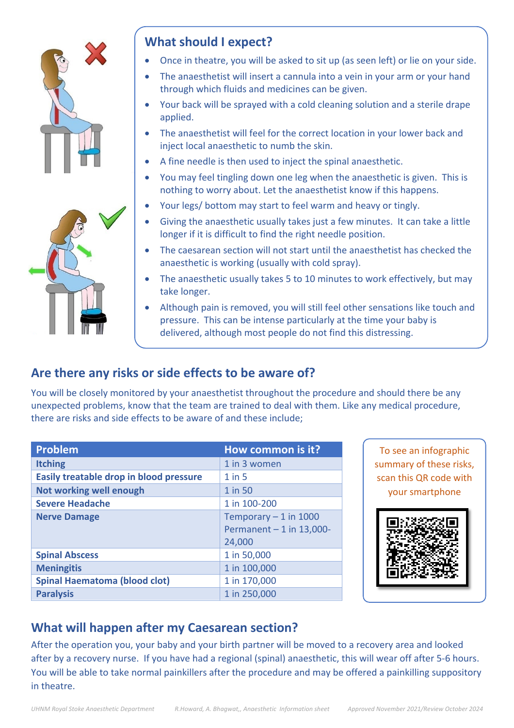## What should I expect?

- Once in theatre, you will be asked to sit up (as seen left) or lie on your side.
- The anaesthetist will insert a cannula into a vein in your arm or your hand through which fluids and medicines can be given.
- Your back will be sprayed with a cold cleaning solution and a sterile drape applied.
- The anaesthetist will feel for the correct location in your lower back and inject local anaesthetic to numb the skin.
- A fine needle is then used to inject the spinal anaesthetic.
- You may feel tingling down one leg when the anaesthetic is given. This is nothing to worry about. Let the anaesthetist know if this happens.
- Your legs/ bottom may start to feel warm and heavy or tingly.
- Giving the anaesthetic usually takes just a few minutes. It can take a little longer if it is difficult to find the right needle position.
- The caesarean section will not start until the anaesthetist has checked the anaesthetic is working (usually with cold spray).
- The anaesthetic usually takes 5 to 10 minutes to work effectively, but may take longer.
- Although pain is removed, you will still feel other sensations like touch and pressure. This can be intense particularly at the time your baby is delivered, although most people do not find this distressing.

## Are there any risks or side effects to be aware of?

You will be closely monitored by your anaesthetist throughout the procedure and should there be any unexpected problems, know that the team are trained to deal with them. Like any medical procedure, there are risks and side effects to be aware of and these include;

| Problem | How common is it? |
|---|---|
| **Itching** | 1 in 3 women |
| **Easily treatable drop in blood pressure** | 1 in 5 |
| **Not working well enough** | 1 in 50 |
| **Severe Headache** | 1 in 100-200 |
| **Nerve Damage** | Temporary – 1 in 1000<br>Permanent – 1 in 13,000-24,000 |
| **Spinal Abscess** | 1 in 50,000 |
| **Meningitis** | 1 in 100,000 |
| **Spinal Haematoma (blood clot)** | 1 in 170,000 |
| **Paralysis** | 1 in 250,000 |

To see an infographic summary of these risks, scan this QR code with your smartphone

## What will happen after my Caesarean section?

After the operation you, your baby and your birth partner will be moved to a recovery area and looked after by a recovery nurse. If you have had a regional (spinal) anaesthetic, this will wear off after 5-6 hours. You will be able to take normal painkillers after the procedure and may be offered a painkilling suppository in theatre.

*UHNM Royal Stoke Anaesthetic Department R.Howard, A. Bhagwat,, Anaesthetic Information sheet Approved November 2021/Review October 2024*